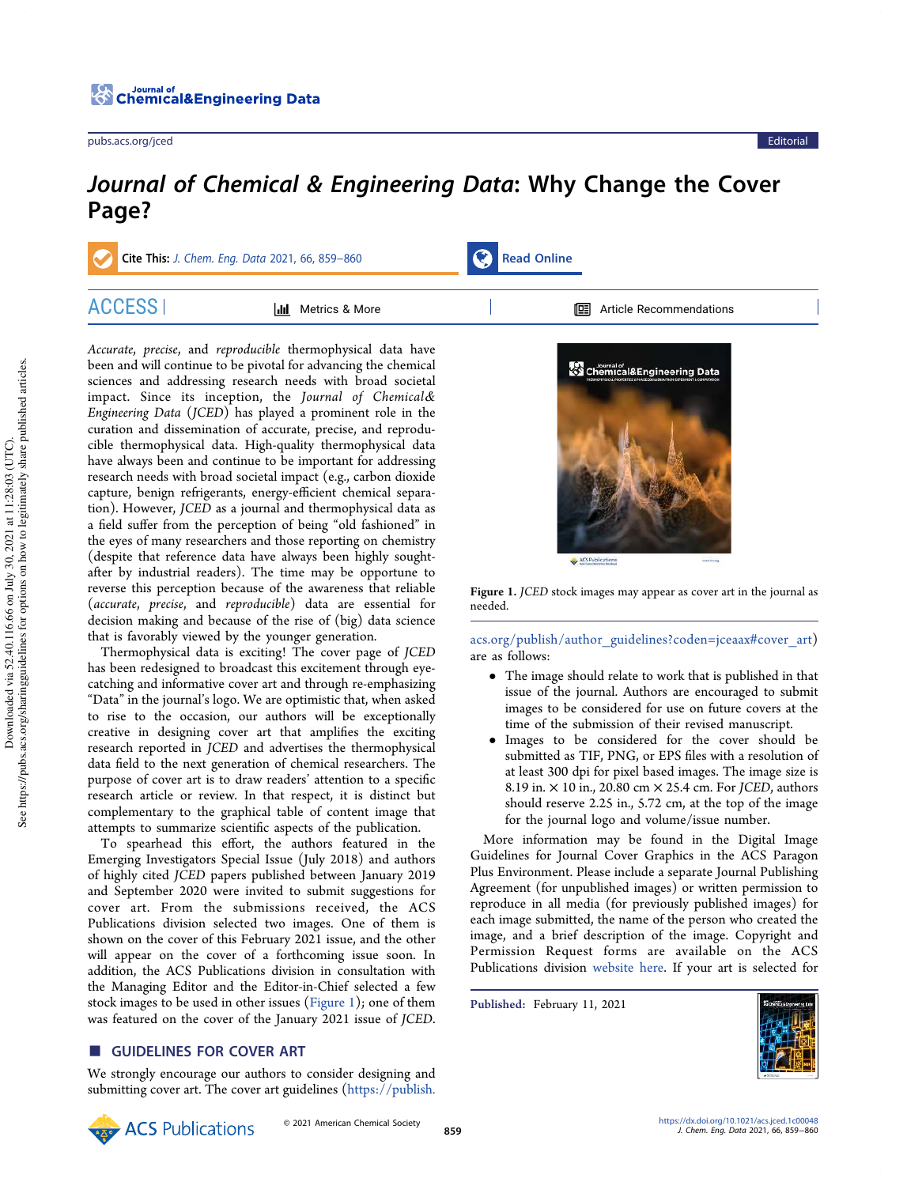# *Journal of Chemical & Engineering Data*: Why Change the Cover Page?

*Accurate*, *precise*, and *reproducible* thermophysical data have been and will continue to be pivotal for advancing the chemical sciences and addressing research needs with broad societal impact. Since its inception, the *Journal of Chemical& Engineering Data* (*JCED*) has played a prominent role in the curation and dissemination of accurate, precise, and reproducible thermophysical data. High-quality thermophysical data have always been and continue to be important for addressing research needs with broad societal impact (e.g., carbon dioxide capture, benign refrigerants, energy-efficient chemical separation). However, *JCED* as a journal and thermophysical data as a field suffer from the perception of being "old fashioned" in the eyes of many researchers and those reporting on chemistry (despite that reference data have always been highly sought-after by industrial readers). The time may be opportune to reverse this perception because of the awareness that reliable (*accurate*, *precise*, and *reproducible*) data are essential for decision making and because of the rise of (big) data science that is favorably viewed by the younger generation.

Thermophysical data is exciting! The cover page of *JCED* has been redesigned to broadcast this excitement through eye-catching and informative cover art and through re-emphasizing "Data" in the journal's logo. We are optimistic that, when asked to rise to the occasion, our authors will be exceptionally creative in designing cover art that amplifies the exciting research reported in *JCED* and advertises the thermophysical data field to the next generation of chemical researchers. The purpose of cover art is to draw readers' attention to a specific research article or review. In that respect, it is distinct but complementary to the graphical table of content image that attempts to summarize scientific aspects of the publication.

To spearhead this effort, the authors featured in the Emerging Investigators Special Issue (July 2018) and authors of highly cited *JCED* papers published between January 2019 and September 2020 were invited to submit suggestions for cover art. From the submissions received, the ACS Publications division selected two images. One of them is shown on the cover of this February 2021 issue, and the other will appear on the cover of a forthcoming issue soon. In addition, the ACS Publications division in consultation with the Managing Editor and the Editor-in-Chief selected a few stock images to be used in other issues (Figure 1); one of them was featured on the cover of the January 2021 issue of *JCED*.

Figure 1. *JCED* stock images may appear as cover art in the journal as needed.

## ■ GUIDELINES FOR COVER ART

We strongly encourage our authors to consider designing and submitting cover art. The cover art guidelines (https://publish.acs.org/publish/author_guidelines?coden=jceaax#cover_art) are as follows:

- The image should relate to work that is published in that issue of the journal. Authors are encouraged to submit images to be considered for use on future covers at the time of the submission of their revised manuscript.
- Images to be considered for the cover should be submitted as TIF, PNG, or EPS files with a resolution of at least 300 dpi for pixel based images. The image size is 8.19 in. × 10 in., 20.80 cm × 25.4 cm. For *JCED*, authors should reserve 2.25 in., 5.72 cm, at the top of the image for the journal logo and volume/issue number.

More information may be found in the Digital Image Guidelines for Journal Cover Graphics in the ACS Paragon Plus Environment. Please include a separate Journal Publishing Agreement (for unpublished images) or written permission to reproduce in all media (for previously published images) for each image submitted, the name of the person who created the image, and a brief description of the image. Copyright and Permission Request forms are available on the ACS Publications division website here. If your art is selected for

Published: February 11, 2021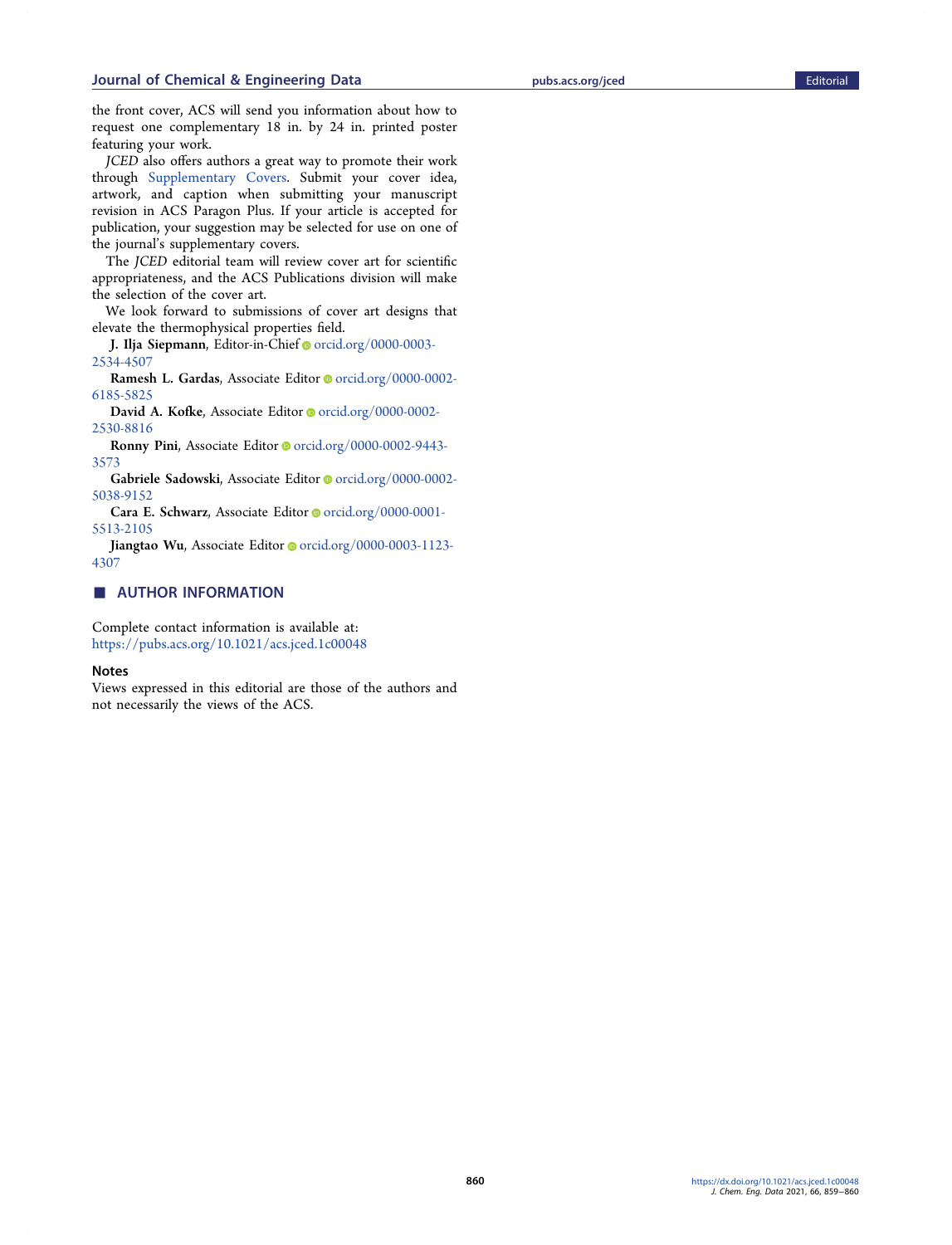the front cover, ACS will send you information about how to request one complementary 18 in. by 24 in. printed poster featuring your work.

*JCED* also offers authors a great way to promote their work through Supplementary Covers. Submit your cover idea, artwork, and caption when submitting your manuscript revision in ACS Paragon Plus. If your article is accepted for publication, your suggestion may be selected for use on one of the journal's supplementary covers.

The *JCED* editorial team will review cover art for scientific appropriateness, and the ACS Publications division will make the selection of the cover art.

We look forward to submissions of cover art designs that elevate the thermophysical properties field.

**J. Ilja Siepmann**, Editor-in-Chief orcid.org/0000-0003-2534-4507

**Ramesh L. Gardas**, Associate Editor orcid.org/0000-0002-6185-5825

**David A. Kofke**, Associate Editor orcid.org/0000-0002-2530-8816

**Ronny Pini**, Associate Editor orcid.org/0000-0002-9443-3573

**Gabriele Sadowski**, Associate Editor orcid.org/0000-0002-5038-9152

**Cara E. Schwarz**, Associate Editor orcid.org/0000-0001-5513-2105

**Jiangtao Wu**, Associate Editor orcid.org/0000-0003-1123-4307

## AUTHOR INFORMATION

Complete contact information is available at:
https://pubs.acs.org/10.1021/acs.jced.1c00048

### Notes

Views expressed in this editorial are those of the authors and not necessarily the views of the ACS.